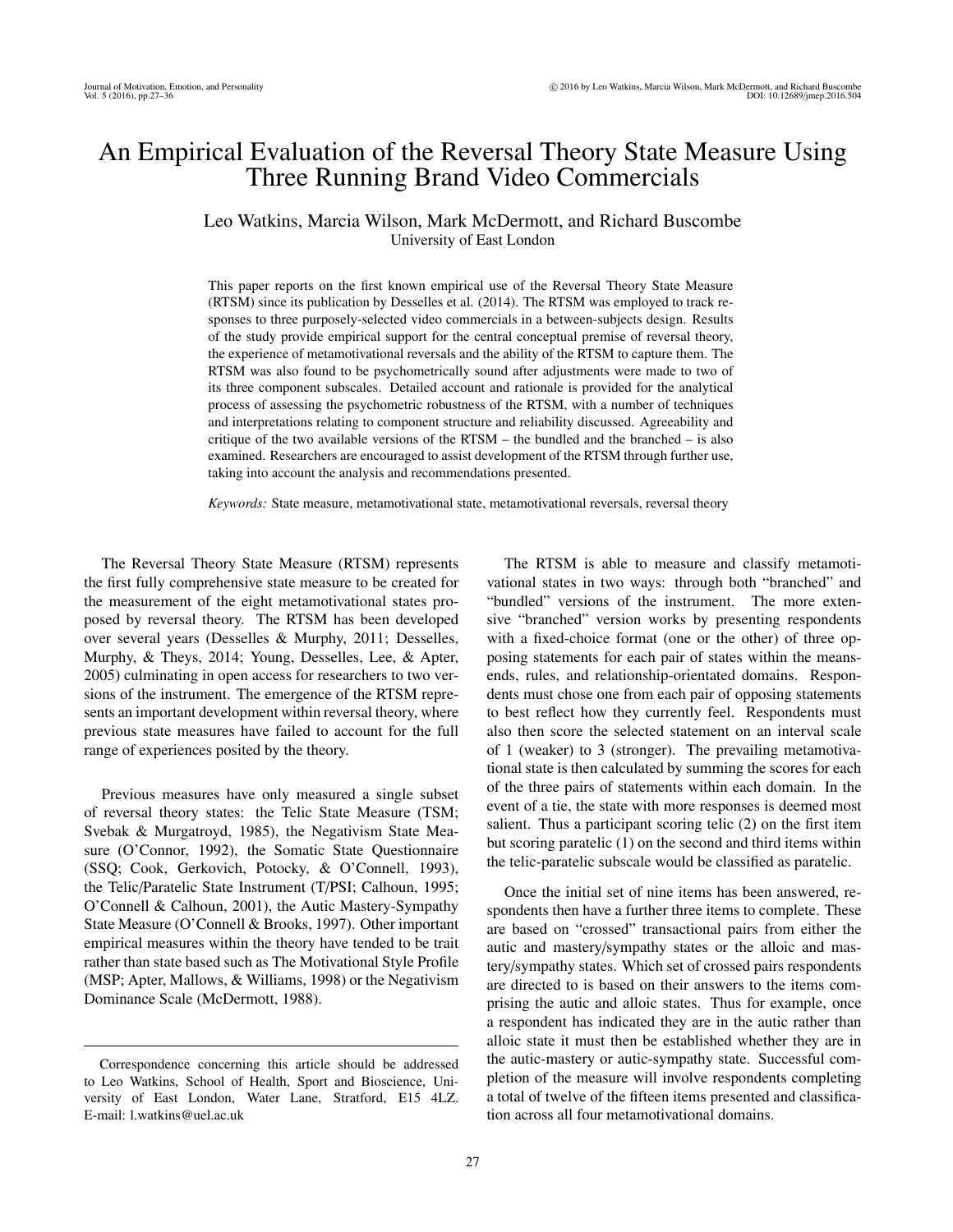# An Empirical Evaluation of the Reversal Theory State Measure Using Three Running Brand Video Commercials

Leo Watkins, Marcia Wilson, Mark McDermott, and Richard Buscombe
University of East London

This paper reports on the first known empirical use of the Reversal Theory State Measure (RTSM) since its publication by Desselles et al. (2014). The RTSM was employed to track responses to three purposely-selected video commercials in a between-subjects design. Results of the study provide empirical support for the central conceptual premise of reversal theory, the experience of metamotivational reversals and the ability of the RTSM to capture them. The RTSM was also found to be psychometrically sound after adjustments were made to two of its three component subscales. Detailed account and rationale is provided for the analytical process of assessing the psychometric robustness of the RTSM, with a number of techniques and interpretations relating to component structure and reliability discussed. Agreeability and critique of the two available versions of the RTSM – the bundled and the branched – is also examined. Researchers are encouraged to assist development of the RTSM through further use, taking into account the analysis and recommendations presented.

*Keywords:* State measure, metamotivational state, metamotivational reversals, reversal theory

The Reversal Theory State Measure (RTSM) represents the first fully comprehensive state measure to be created for the measurement of the eight metamotivational states proposed by reversal theory. The RTSM has been developed over several years (Desselles & Murphy, 2011; Desselles, Murphy, & Theys, 2014; Young, Desselles, Lee, & Apter, 2005) culminating in open access for researchers to two versions of the instrument. The emergence of the RTSM represents an important development within reversal theory, where previous state measures have failed to account for the full range of experiences posited by the theory.

Previous measures have only measured a single subset of reversal theory states: the Telic State Measure (TSM; Svebak & Murgatroyd, 1985), the Negativism State Measure (O'Connor, 1992), the Somatic State Questionnaire (SSQ; Cook, Gerkovich, Potocky, & O'Connell, 1993), the Telic/Paratelic State Instrument (T/PSI; Calhoun, 1995; O'Connell & Calhoun, 2001), the Autic Mastery-Sympathy State Measure (O'Connell & Brooks, 1997). Other important empirical measures within the theory have tended to be trait rather than state based such as The Motivational Style Profile (MSP; Apter, Mallows, & Williams, 1998) or the Negativism Dominance Scale (McDermott, 1988).

Correspondence concerning this article should be addressed to Leo Watkins, School of Health, Sport and Bioscience, University of East London, Water Lane, Stratford, E15 4LZ. E-mail: l.watkins@uel.ac.uk

The RTSM is able to measure and classify metamotivational states in two ways: through both "branched" and "bundled" versions of the instrument. The more extensive "branched" version works by presenting respondents with a fixed-choice format (one or the other) of three opposing statements for each pair of states within the means-ends, rules, and relationship-orientated domains. Respondents must chose one from each pair of opposing statements to best reflect how they currently feel. Respondents must also then score the selected statement on an interval scale of 1 (weaker) to 3 (stronger). The prevailing metamotivational state is then calculated by summing the scores for each of the three pairs of statements within each domain. In the event of a tie, the state with more responses is deemed most salient. Thus a participant scoring telic (2) on the first item but scoring paratelic (1) on the second and third items within the telic-paratelic subscale would be classified as paratelic.

Once the initial set of nine items has been answered, respondents then have a further three items to complete. These are based on "crossed" transactional pairs from either the autic and mastery/sympathy states or the alloic and mastery/sympathy states. Which set of crossed pairs respondents are directed to is based on their answers to the items comprising the autic and alloic states. Thus for example, once a respondent has indicated they are in the autic rather than alloic state it must then be established whether they are in the autic-mastery or autic-sympathy state. Successful completion of the measure will involve respondents completing a total of twelve of the fifteen items presented and classification across all four metamotivational domains.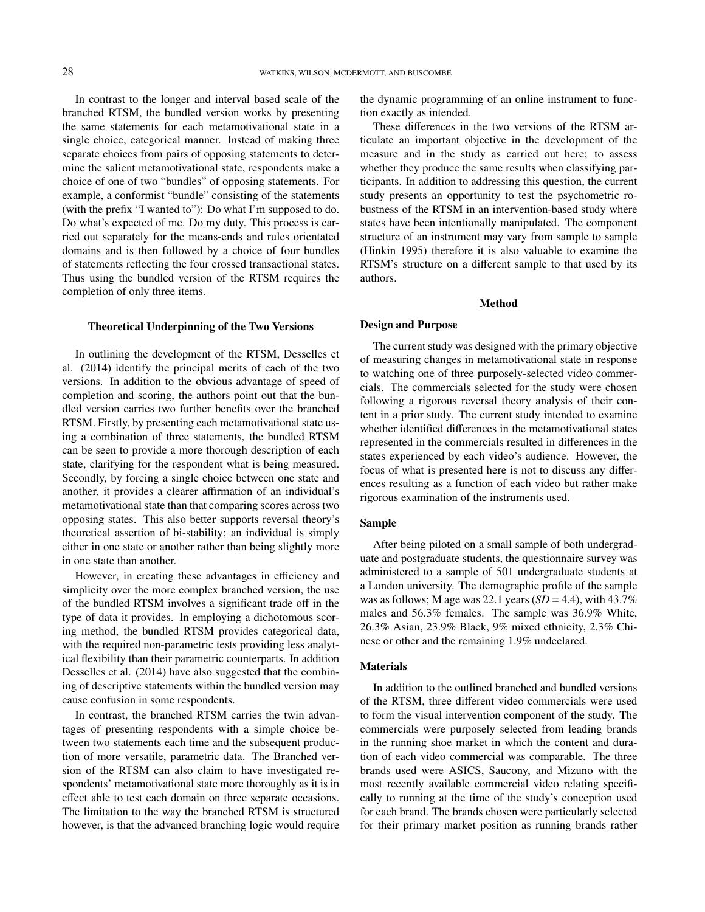In contrast to the longer and interval based scale of the branched RTSM, the bundled version works by presenting the same statements for each metamotivational state in a single choice, categorical manner. Instead of making three separate choices from pairs of opposing statements to determine the salient metamotivational state, respondents make a choice of one of two "bundles" of opposing statements. For example, a conformist "bundle" consisting of the statements (with the prefix "I wanted to"): Do what I'm supposed to do. Do what's expected of me. Do my duty. This process is carried out separately for the means-ends and rules orientated domains and is then followed by a choice of four bundles of statements reflecting the four crossed transactional states. Thus using the bundled version of the RTSM requires the completion of only three items.

### Theoretical Underpinning of the Two Versions

In outlining the development of the RTSM, Desselles et al. (2014) identify the principal merits of each of the two versions. In addition to the obvious advantage of speed of completion and scoring, the authors point out that the bundled version carries two further benefits over the branched RTSM. Firstly, by presenting each metamotivational state using a combination of three statements, the bundled RTSM can be seen to provide a more thorough description of each state, clarifying for the respondent what is being measured. Secondly, by forcing a single choice between one state and another, it provides a clearer affirmation of an individual's metamotivational state than that comparing scores across two opposing states. This also better supports reversal theory's theoretical assertion of bi-stability; an individual is simply either in one state or another rather than being slightly more in one state than another.

However, in creating these advantages in efficiency and simplicity over the more complex branched version, the use of the bundled RTSM involves a significant trade off in the type of data it provides. In employing a dichotomous scoring method, the bundled RTSM provides categorical data, with the required non-parametric tests providing less analytical flexibility than their parametric counterparts. In addition Desselles et al. (2014) have also suggested that the combining of descriptive statements within the bundled version may cause confusion in some respondents.

In contrast, the branched RTSM carries the twin advantages of presenting respondents with a simple choice between two statements each time and the subsequent production of more versatile, parametric data. The Branched version of the RTSM can also claim to have investigated respondents' metamotivational state more thoroughly as it is in effect able to test each domain on three separate occasions. The limitation to the way the branched RTSM is structured however, is that the advanced branching logic would require the dynamic programming of an online instrument to function exactly as intended.

These differences in the two versions of the RTSM articulate an important objective in the development of the measure and in the study as carried out here; to assess whether they produce the same results when classifying participants. In addition to addressing this question, the current study presents an opportunity to test the psychometric robustness of the RTSM in an intervention-based study where states have been intentionally manipulated. The component structure of an instrument may vary from sample to sample (Hinkin 1995) therefore it is also valuable to examine the RTSM's structure on a different sample to that used by its authors.

## Method

### Design and Purpose

The current study was designed with the primary objective of measuring changes in metamotivational state in response to watching one of three purposely-selected video commercials. The commercials selected for the study were chosen following a rigorous reversal theory analysis of their content in a prior study. The current study intended to examine whether identified differences in the metamotivational states represented in the commercials resulted in differences in the states experienced by each video's audience. However, the focus of what is presented here is not to discuss any differences resulting as a function of each video but rather make rigorous examination of the instruments used.

### Sample

After being piloted on a small sample of both undergraduate and postgraduate students, the questionnaire survey was administered to a sample of 501 undergraduate students at a London university. The demographic profile of the sample was as follows; M age was 22.1 years (*SD* = 4.4), with 43.7% males and 56.3% females. The sample was 36.9% White, 26.3% Asian, 23.9% Black, 9% mixed ethnicity, 2.3% Chinese or other and the remaining 1.9% undeclared.

### Materials

In addition to the outlined branched and bundled versions of the RTSM, three different video commercials were used to form the visual intervention component of the study. The commercials were purposely selected from leading brands in the running shoe market in which the content and duration of each video commercial was comparable. The three brands used were ASICS, Saucony, and Mizuno with the most recently available commercial video relating specifically to running at the time of the study's conception used for each brand. The brands chosen were particularly selected for their primary market position as running brands rather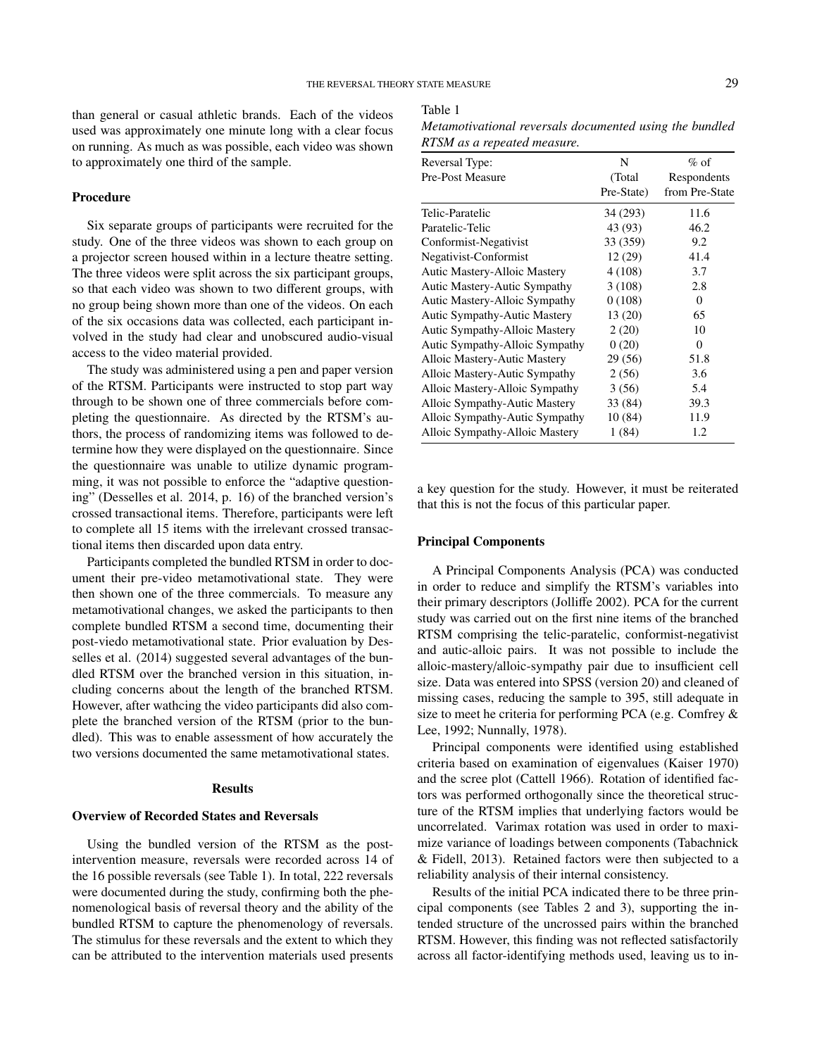than general or casual athletic brands. Each of the videos used was approximately one minute long with a clear focus on running. As much as was possible, each video was shown to approximately one third of the sample.

### Procedure

Six separate groups of participants were recruited for the study. One of the three videos was shown to each group on a projector screen housed within in a lecture theatre setting. The three videos were split across the six participant groups, so that each video was shown to two different groups, with no group being shown more than one of the videos. On each of the six occasions data was collected, each participant involved in the study had clear and unobscured audio-visual access to the video material provided.

The study was administered using a pen and paper version of the RTSM. Participants were instructed to stop part way through to be shown one of three commercials before completing the questionnaire. As directed by the RTSM's authors, the process of randomizing items was followed to determine how they were displayed on the questionnaire. Since the questionnaire was unable to utilize dynamic programming, it was not possible to enforce the "adaptive questioning" (Desselles et al. 2014, p. 16) of the branched version's crossed transactional items. Therefore, participants were left to complete all 15 items with the irrelevant crossed transactional items then discarded upon data entry.

Participants completed the bundled RTSM in order to document their pre-video metamotivational state. They were then shown one of the three commercials. To measure any metamotivational changes, we asked the participants to then complete bundled RTSM a second time, documenting their post-viedo metamotivational state. Prior evaluation by Desselles et al. (2014) suggested several advantages of the bundled RTSM over the branched version in this situation, including concerns about the length of the branched RTSM. However, after wathcing the video participants did also complete the branched version of the RTSM (prior to the bundled). This was to enable assessment of how accurately the two versions documented the same metamotivational states.

## Results

### Overview of Recorded States and Reversals

Using the bundled version of the RTSM as the post-intervention measure, reversals were recorded across 14 of the 16 possible reversals (see Table 1). In total, 222 reversals were documented during the study, confirming both the phenomenological basis of reversal theory and the ability of the bundled RTSM to capture the phenomenology of reversals. The stimulus for these reversals and the extent to which they can be attributed to the intervention materials used presents a key question for the study. However, it must be reiterated that this is not the focus of this particular paper.

Table 1
*Metamotivational reversals documented using the bundled RTSM as a repeated measure.*

| Reversal Type: Pre-Post Measure | N (Total Pre-State) | % of Respondents from Pre-State |
|---|---|---|
| Telic-Paratelic | 34 (293) | 11.6 |
| Paratelic-Telic | 43 (93) | 46.2 |
| Conformist-Negativist | 33 (359) | 9.2 |
| Negativist-Conformist | 12 (29) | 41.4 |
| Autic Mastery-Alloic Mastery | 4 (108) | 3.7 |
| Autic Mastery-Autic Sympathy | 3 (108) | 2.8 |
| Autic Mastery-Alloic Sympathy | 0 (108) | 0 |
| Autic Sympathy-Autic Mastery | 13 (20) | 65 |
| Autic Sympathy-Alloic Mastery | 2 (20) | 10 |
| Autic Sympathy-Alloic Sympathy | 0 (20) | 0 |
| Alloic Mastery-Autic Mastery | 29 (56) | 51.8 |
| Alloic Mastery-Autic Sympathy | 2 (56) | 3.6 |
| Alloic Mastery-Alloic Sympathy | 3 (56) | 5.4 |
| Alloic Sympathy-Autic Mastery | 33 (84) | 39.3 |
| Alloic Sympathy-Autic Sympathy | 10 (84) | 11.9 |
| Alloic Sympathy-Alloic Mastery | 1 (84) | 1.2 |

### Principal Components

A Principal Components Analysis (PCA) was conducted in order to reduce and simplify the RTSM's variables into their primary descriptors (Jolliffe 2002). PCA for the current study was carried out on the first nine items of the branched RTSM comprising the telic-paratelic, conformist-negativist and autic-alloic pairs. It was not possible to include the alloic-mastery/alloic-sympathy pair due to insufficient cell size. Data was entered into SPSS (version 20) and cleaned of missing cases, reducing the sample to 395, still adequate in size to meet he criteria for performing PCA (e.g. Comfrey & Lee, 1992; Nunnally, 1978).

Principal components were identified using established criteria based on examination of eigenvalues (Kaiser 1970) and the scree plot (Cattell 1966). Rotation of identified factors was performed orthogonally since the theoretical structure of the RTSM implies that underlying factors would be uncorrelated. Varimax rotation was used in order to maximize variance of loadings between components (Tabachnick & Fidell, 2013). Retained factors were then subjected to a reliability analysis of their internal consistency.

Results of the initial PCA indicated there to be three principal components (see Tables 2 and 3), supporting the intended structure of the uncrossed pairs within the branched RTSM. However, this finding was not reflected satisfactorily across all factor-identifying methods used, leaving us to in-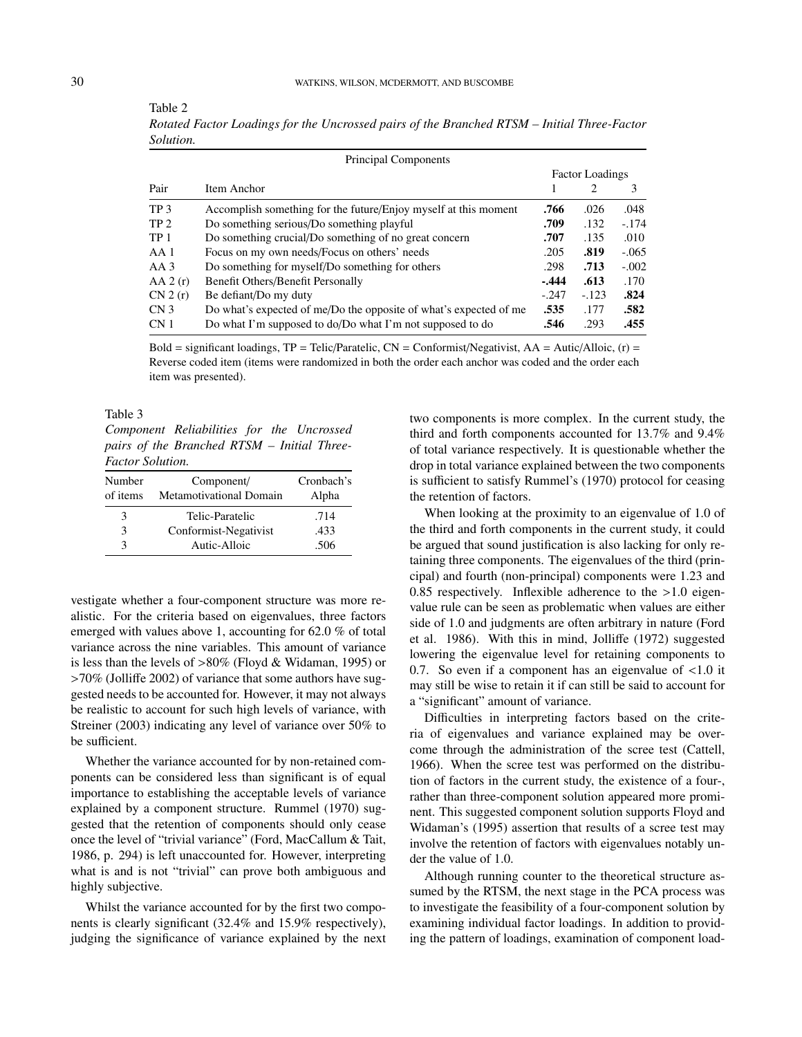Table 2

*Rotated Factor Loadings for the Uncrossed pairs of the Branched RTSM – Initial Three-Factor Solution.*

| Principal Components | | | | |
|---|---|---|---|---|
| | | Factor Loadings | | |
| Pair | Item Anchor | 1 | 2 | 3 |
| TP 3 | Accomplish something for the future/Enjoy myself at this moment | **.766** | .026 | .048 |
| TP 2 | Do something serious/Do something playful | **.709** | .132 | -.174 |
| TP 1 | Do something crucial/Do something of no great concern | **.707** | .135 | .010 |
| AA 1 | Focus on my own needs/Focus on others' needs | .205 | **.819** | -.065 |
| AA 3 | Do something for myself/Do something for others | .298 | **.713** | -.002 |
| AA 2 (r) | Benefit Others/Benefit Personally | **-.444** | **.613** | .170 |
| CN 2 (r) | Be defiant/Do my duty | -.247 | -.123 | **.824** |
| CN 3 | Do what's expected of me/Do the opposite of what's expected of me | **.535** | .177 | **.582** |
| CN 1 | Do what I'm supposed to do/Do what I'm not supposed to do | **.546** | .293 | **.455** |

Bold = significant loadings, TP = Telic/Paratelic, CN = Conformist/Negativist, AA = Autic/Alloic, (r) = Reverse coded item (items were randomized in both the order each anchor was coded and the order each item was presented).

Table 3

*Component Reliabilities for the Uncrossed pairs of the Branched RTSM – Initial Three-Factor Solution.*

| Number of items | Component/ Metamotivational Domain | Cronbach's Alpha |
|---|---|---|
| 3 | Telic-Paratelic | .714 |
| 3 | Conformist-Negativist | .433 |
| 3 | Autic-Alloic | .506 |

vestigate whether a four-component structure was more realistic. For the criteria based on eigenvalues, three factors emerged with values above 1, accounting for 62.0 % of total variance across the nine variables. This amount of variance is less than the levels of >80% (Floyd & Widaman, 1995) or >70% (Jolliffe 2002) of variance that some authors have suggested needs to be accounted for. However, it may not always be realistic to account for such high levels of variance, with Streiner (2003) indicating any level of variance over 50% to be sufficient.

Whether the variance accounted for by non-retained components can be considered less than significant is of equal importance to establishing the acceptable levels of variance explained by a component structure. Rummel (1970) suggested that the retention of components should only cease once the level of "trivial variance" (Ford, MacCallum & Tait, 1986, p. 294) is left unaccounted for. However, interpreting what is and is not "trivial" can prove both ambiguous and highly subjective.

Whilst the variance accounted for by the first two components is clearly significant (32.4% and 15.9% respectively), judging the significance of variance explained by the next two components is more complex. In the current study, the third and forth components accounted for 13.7% and 9.4% of total variance respectively. It is questionable whether the drop in total variance explained between the two components is sufficient to satisfy Rummel's (1970) protocol for ceasing the retention of factors.

When looking at the proximity to an eigenvalue of 1.0 of the third and forth components in the current study, it could be argued that sound justification is also lacking for only retaining three components. The eigenvalues of the third (principal) and fourth (non-principal) components were 1.23 and 0.85 respectively. Inflexible adherence to the >1.0 eigenvalue rule can be seen as problematic when values are either side of 1.0 and judgments are often arbitrary in nature (Ford et al. 1986). With this in mind, Jolliffe (1972) suggested lowering the eigenvalue level for retaining components to 0.7. So even if a component has an eigenvalue of <1.0 it may still be wise to retain it if can still be said to account for a "significant" amount of variance.

Difficulties in interpreting factors based on the criteria of eigenvalues and variance explained may be overcome through the administration of the scree test (Cattell, 1966). When the scree test was performed on the distribution of factors in the current study, the existence of a four-, rather than three-component solution appeared more prominent. This suggested component solution supports Floyd and Widaman's (1995) assertion that results of a scree test may involve the retention of factors with eigenvalues notably under the value of 1.0.

Although running counter to the theoretical structure assumed by the RTSM, the next stage in the PCA process was to investigate the feasibility of a four-component solution by examining individual factor loadings. In addition to providing the pattern of loadings, examination of component load-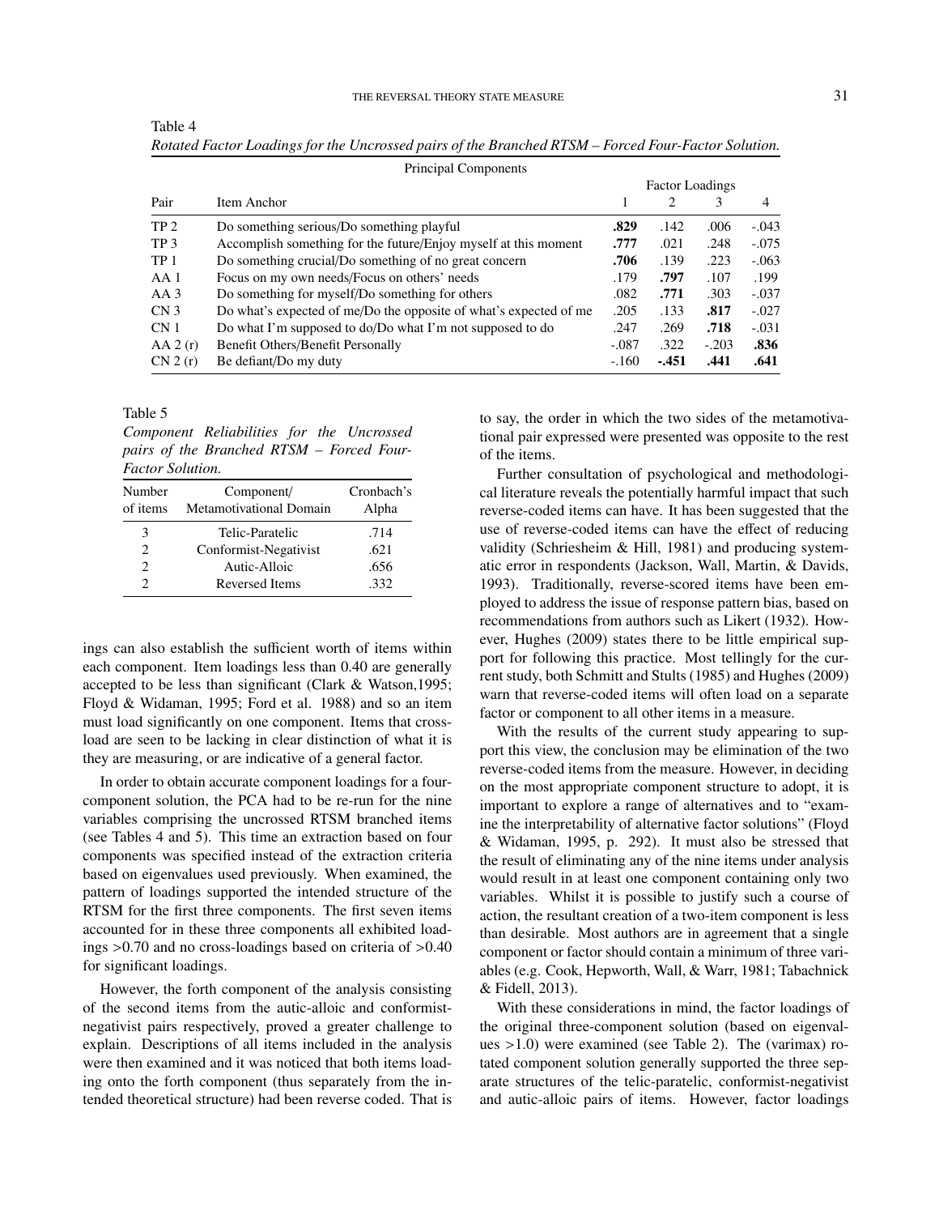Table 4

*Rotated Factor Loadings for the Uncrossed pairs of the Branched RTSM – Forced Four-Factor Solution.*

| | Principal Components | | | | |
|---|---|---|---|---|---|
| | | Factor Loadings | | | |
| Pair | Item Anchor | 1 | 2 | 3 | 4 |
| TP 2 | Do something serious/Do something playful | **.829** | .142 | .006 | -.043 |
| TP 3 | Accomplish something for the future/Enjoy myself at this moment | **.777** | .021 | .248 | -.075 |
| TP 1 | Do something crucial/Do something of no great concern | **.706** | .139 | .223 | -.063 |
| AA 1 | Focus on my own needs/Focus on others' needs | .179 | **.797** | .107 | .199 |
| AA 3 | Do something for myself/Do something for others | .082 | **.771** | .303 | -.037 |
| CN 3 | Do what's expected of me/Do the opposite of what's expected of me | .205 | .133 | **.817** | -.027 |
| CN 1 | Do what I'm supposed to do/Do what I'm not supposed to do | .247 | .269 | **.718** | -.031 |
| AA 2 (r) | Benefit Others/Benefit Personally | -.087 | .322 | -.203 | **.836** |
| CN 2 (r) | Be defiant/Do my duty | -.160 | **-.451** | **.441** | **.641** |

Table 5

*Component Reliabilities for the Uncrossed pairs of the Branched RTSM – Forced Four-Factor Solution.*

| Number of items | Component/ Metamotivational Domain | Cronbach's Alpha |
|---|---|---|
| 3 | Telic-Paratelic | .714 |
| 2 | Conformist-Negativist | .621 |
| 2 | Autic-Alloic | .656 |
| 2 | Reversed Items | .332 |

ings can also establish the sufficient worth of items within each component. Item loadings less than 0.40 are generally accepted to be less than significant (Clark & Watson,1995; Floyd & Widaman, 1995; Ford et al. 1988) and so an item must load significantly on one component. Items that cross-load are seen to be lacking in clear distinction of what it is they are measuring, or are indicative of a general factor.

In order to obtain accurate component loadings for a four-component solution, the PCA had to be re-run for the nine variables comprising the uncrossed RTSM branched items (see Tables 4 and 5). This time an extraction based on four components was specified instead of the extraction criteria based on eigenvalues used previously. When examined, the pattern of loadings supported the intended structure of the RTSM for the first three components. The first seven items accounted for in these three components all exhibited loadings >0.70 and no cross-loadings based on criteria of >0.40 for significant loadings.

However, the forth component of the analysis consisting of the second items from the autic-alloic and conformist-negativist pairs respectively, proved a greater challenge to explain. Descriptions of all items included in the analysis were then examined and it was noticed that both items loading onto the forth component (thus separately from the intended theoretical structure) had been reverse coded. That is to say, the order in which the two sides of the metamotivational pair expressed were presented was opposite to the rest of the items.

Further consultation of psychological and methodological literature reveals the potentially harmful impact that such reverse-coded items can have. It has been suggested that the use of reverse-coded items can have the effect of reducing validity (Schriesheim & Hill, 1981) and producing systematic error in respondents (Jackson, Wall, Martin, & Davids, 1993). Traditionally, reverse-scored items have been employed to address the issue of response pattern bias, based on recommendations from authors such as Likert (1932). However, Hughes (2009) states there to be little empirical support for following this practice. Most tellingly for the current study, both Schmitt and Stults (1985) and Hughes (2009) warn that reverse-coded items will often load on a separate factor or component to all other items in a measure.

With the results of the current study appearing to support this view, the conclusion may be elimination of the two reverse-coded items from the measure. However, in deciding on the most appropriate component structure to adopt, it is important to explore a range of alternatives and to "examine the interpretability of alternative factor solutions" (Floyd & Widaman, 1995, p. 292). It must also be stressed that the result of eliminating any of the nine items under analysis would result in at least one component containing only two variables. Whilst it is possible to justify such a course of action, the resultant creation of a two-item component is less than desirable. Most authors are in agreement that a single component or factor should contain a minimum of three variables (e.g. Cook, Hepworth, Wall, & Warr, 1981; Tabachnick & Fidell, 2013).

With these considerations in mind, the factor loadings of the original three-component solution (based on eigenvalues >1.0) were examined (see Table 2). The (varimax) rotated component solution generally supported the three separate structures of the telic-paratelic, conformist-negativist and autic-alloic pairs of items. However, factor loadings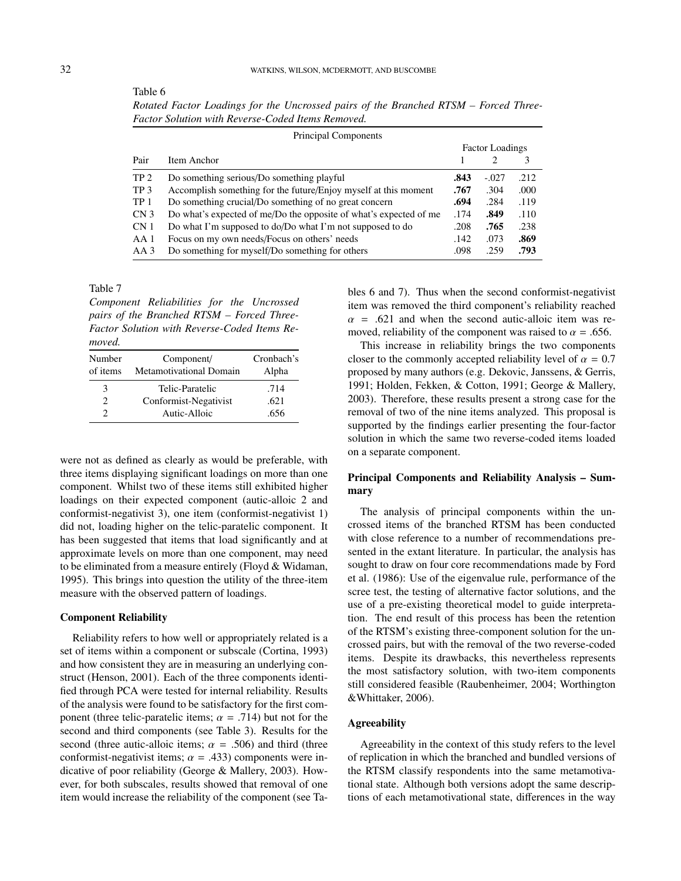Table 6

*Rotated Factor Loadings for the Uncrossed pairs of the Branched RTSM – Forced Three-Factor Solution with Reverse-Coded Items Removed.*

| Principal Components | | | | |
|---|---|---|---|---|
| | | Factor Loadings | | |
| Pair | Item Anchor | 1 | 2 | 3 |
| TP 2 | Do something serious/Do something playful | **.843** | -.027 | .212 |
| TP 3 | Accomplish something for the future/Enjoy myself at this moment | **.767** | .304 | .000 |
| TP 1 | Do something crucial/Do something of no great concern | **.694** | .284 | .119 |
| CN 3 | Do what's expected of me/Do the opposite of what's expected of me | .174 | **.849** | .110 |
| CN 1 | Do what I'm supposed to do/Do what I'm not supposed to do | .208 | **.765** | .238 |
| AA 1 | Focus on my own needs/Focus on others' needs | .142 | .073 | **.869** |
| AA 3 | Do something for myself/Do something for others | .098 | .259 | **.793** |

Table 7

*Component Reliabilities for the Uncrossed pairs of the Branched RTSM – Forced Three-Factor Solution with Reverse-Coded Items Removed.*

| Number of items | Component/ Metamotivational Domain | Cronbach's Alpha |
|---|---|---|
| 3 | Telic-Paratelic | .714 |
| 2 | Conformist-Negativist | .621 |
| 2 | Autic-Alloic | .656 |

were not as defined as clearly as would be preferable, with three items displaying significant loadings on more than one component. Whilst two of these items still exhibited higher loadings on their expected component (autic-alloic 2 and conformist-negativist 3), one item (conformist-negativist 1) did not, loading higher on the telic-paratelic component. It has been suggested that items that load significantly and at approximate levels on more than one component, may need to be eliminated from a measure entirely (Floyd & Widaman, 1995). This brings into question the utility of the three-item measure with the observed pattern of loadings.

### Component Reliability

Reliability refers to how well or appropriately related is a set of items within a component or subscale (Cortina, 1993) and how consistent they are in measuring an underlying construct (Henson, 2001). Each of the three components identified through PCA were tested for internal reliability. Results of the analysis were found to be satisfactory for the first component (three telic-paratelic items; $\alpha$ = .714) but not for the second and third components (see Table 3). Results for the second (three autic-alloic items; $\alpha$ = .506) and third (three conformist-negativist items; $\alpha$ = .433) components were indicative of poor reliability (George & Mallery, 2003). However, for both subscales, results showed that removal of one item would increase the reliability of the component (see Tables 6 and 7). Thus when the second conformist-negativist item was removed the third component's reliability reached $\alpha$ = .621 and when the second autic-alloic item was removed, reliability of the component was raised to $\alpha$ = .656.

This increase in reliability brings the two components closer to the commonly accepted reliability level of $\alpha$ = 0.7 proposed by many authors (e.g. Dekovic, Janssens, & Gerris, 1991; Holden, Fekken, & Cotton, 1991; George & Mallery, 2003). Therefore, these results present a strong case for the removal of two of the nine items analyzed. This proposal is supported by the findings earlier presenting the four-factor solution in which the same two reverse-coded items loaded on a separate component.

### Principal Components and Reliability Analysis – Summary

The analysis of principal components within the uncrossed items of the branched RTSM has been conducted with close reference to a number of recommendations presented in the extant literature. In particular, the analysis has sought to draw on four core recommendations made by Ford et al. (1986): Use of the eigenvalue rule, performance of the scree test, the testing of alternative factor solutions, and the use of a pre-existing theoretical model to guide interpretation. The end result of this process has been the retention of the RTSM's existing three-component solution for the uncrossed pairs, but with the removal of the two reverse-coded items. Despite its drawbacks, this nevertheless represents the most satisfactory solution, with two-item components still considered feasible (Raubenheimer, 2004; Worthington &Whittaker, 2006).

### Agreeability

Agreeability in the context of this study refers to the level of replication in which the branched and bundled versions of the RTSM classify respondents into the same metamotivational state. Although both versions adopt the same descriptions of each metamotivational state, differences in the way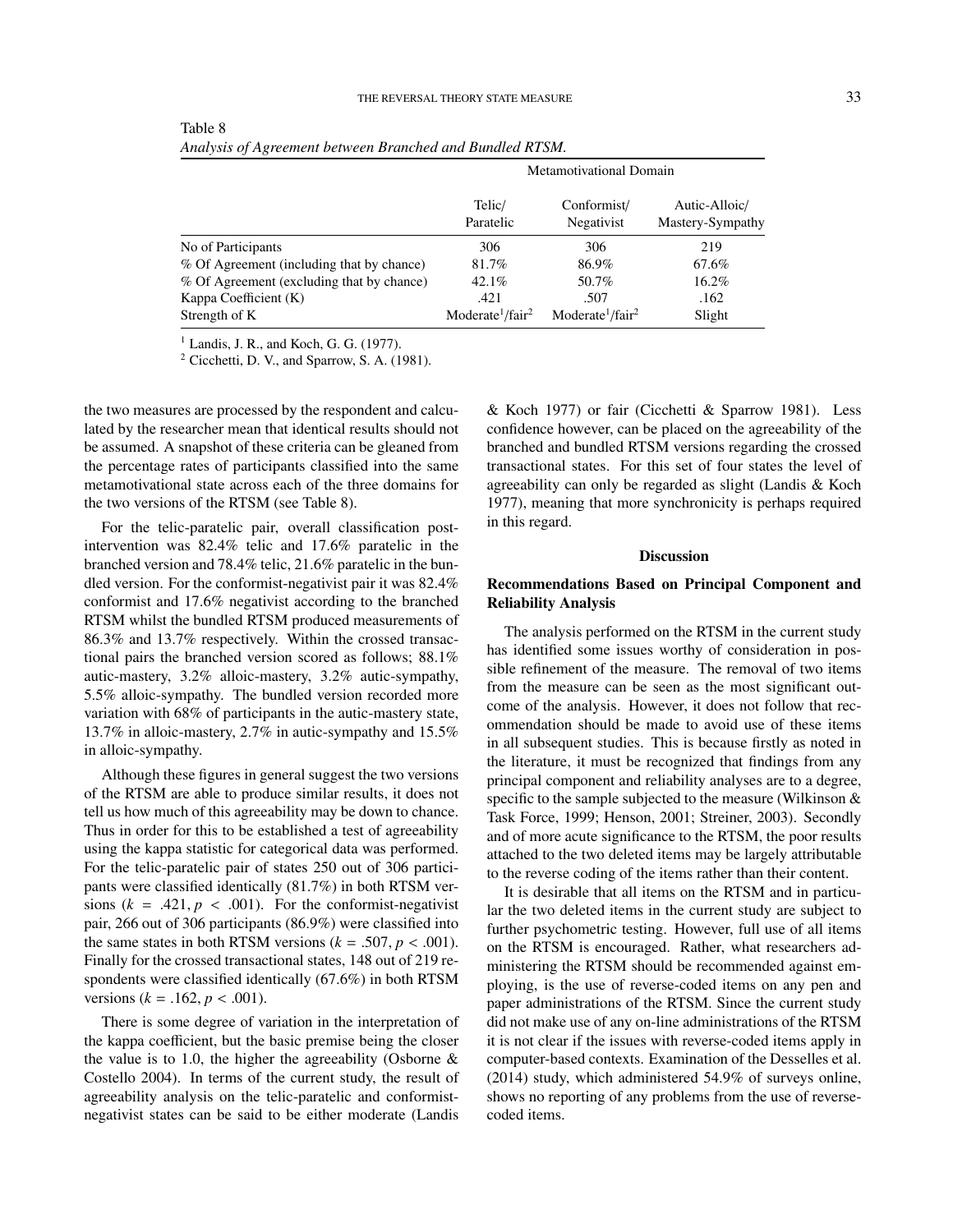Table 8
*Analysis of Agreement between Branched and Bundled RTSM.*

| | Metamotivational Domain | | |
|---|---|---|---|
| | Telic/ Paratelic | Conformist/ Negativist | Autic-Alloic/ Mastery-Sympathy |
| No of Participants | 306 | 306 | 219 |
| % Of Agreement (including that by chance) | 81.7% | 86.9% | 67.6% |
| % Of Agreement (excluding that by chance) | 42.1% | 50.7% | 16.2% |
| Kappa Coefficient (K) | .421 | .507 | .162 |
| Strength of K | Moderate[1]/fair[2] | Moderate[1]/fair[2] | Slight |

[1] Landis, J. R., and Koch, G. G. (1977).
[2] Cicchetti, D. V., and Sparrow, S. A. (1981).

the two measures are processed by the respondent and calculated by the researcher mean that identical results should not be assumed. A snapshot of these criteria can be gleaned from the percentage rates of participants classified into the same metamotivational state across each of the three domains for the two versions of the RTSM (see Table 8).

For the telic-paratelic pair, overall classification post-intervention was 82.4% telic and 17.6% paratelic in the branched version and 78.4% telic, 21.6% paratelic in the bundled version. For the conformist-negativist pair it was 82.4% conformist and 17.6% negativist according to the branched RTSM whilst the bundled RTSM produced measurements of 86.3% and 13.7% respectively. Within the crossed transactional pairs the branched version scored as follows; 88.1% autic-mastery, 3.2% alloic-mastery, 3.2% autic-sympathy, 5.5% alloic-sympathy. The bundled version recorded more variation with 68% of participants in the autic-mastery state, 13.7% in alloic-mastery, 2.7% in autic-sympathy and 15.5% in alloic-sympathy.

Although these figures in general suggest the two versions of the RTSM are able to produce similar results, it does not tell us how much of this agreeability may be down to chance. Thus in order for this to be established a test of agreeability using the kappa statistic for categorical data was performed. For the telic-paratelic pair of states 250 out of 306 participants were classified identically (81.7%) in both RTSM versions ($k = .421, p < .001$). For the conformist-negativist pair, 266 out of 306 participants (86.9%) were classified into the same states in both RTSM versions ($k = .507, p < .001$). Finally for the crossed transactional states, 148 out of 219 respondents were classified identically (67.6%) in both RTSM versions ($k = .162, p < .001$).

There is some degree of variation in the interpretation of the kappa coefficient, but the basic premise being the closer the value is to 1.0, the higher the agreeability (Osborne & Costello 2004). In terms of the current study, the result of agreeability analysis on the telic-paratelic and conformist-negativist states can be said to be either moderate (Landis & Koch 1977) or fair (Cicchetti & Sparrow 1981). Less confidence however, can be placed on the agreeability of the branched and bundled RTSM versions regarding the crossed transactional states. For this set of four states the level of agreeability can only be regarded as slight (Landis & Koch 1977), meaning that more synchronicity is perhaps required in this regard.

## Discussion

### Recommendations Based on Principal Component and Reliability Analysis

The analysis performed on the RTSM in the current study has identified some issues worthy of consideration in possible refinement of the measure. The removal of two items from the measure can be seen as the most significant outcome of the analysis. However, it does not follow that recommendation should be made to avoid use of these items in all subsequent studies. This is because firstly as noted in the literature, it must be recognized that findings from any principal component and reliability analyses are to a degree, specific to the sample subjected to the measure (Wilkinson & Task Force, 1999; Henson, 2001; Streiner, 2003). Secondly and of more acute significance to the RTSM, the poor results attached to the two deleted items may be largely attributable to the reverse coding of the items rather than their content.

It is desirable that all items on the RTSM and in particular the two deleted items in the current study are subject to further psychometric testing. However, full use of all items on the RTSM is encouraged. Rather, what researchers administering the RTSM should be recommended against employing, is the use of reverse-coded items on any pen and paper administrations of the RTSM. Since the current study did not make use of any on-line administrations of the RTSM it is not clear if the issues with reverse-coded items apply in computer-based contexts. Examination of the Desselles et al. (2014) study, which administered 54.9% of surveys online, shows no reporting of any problems from the use of reverse-coded items.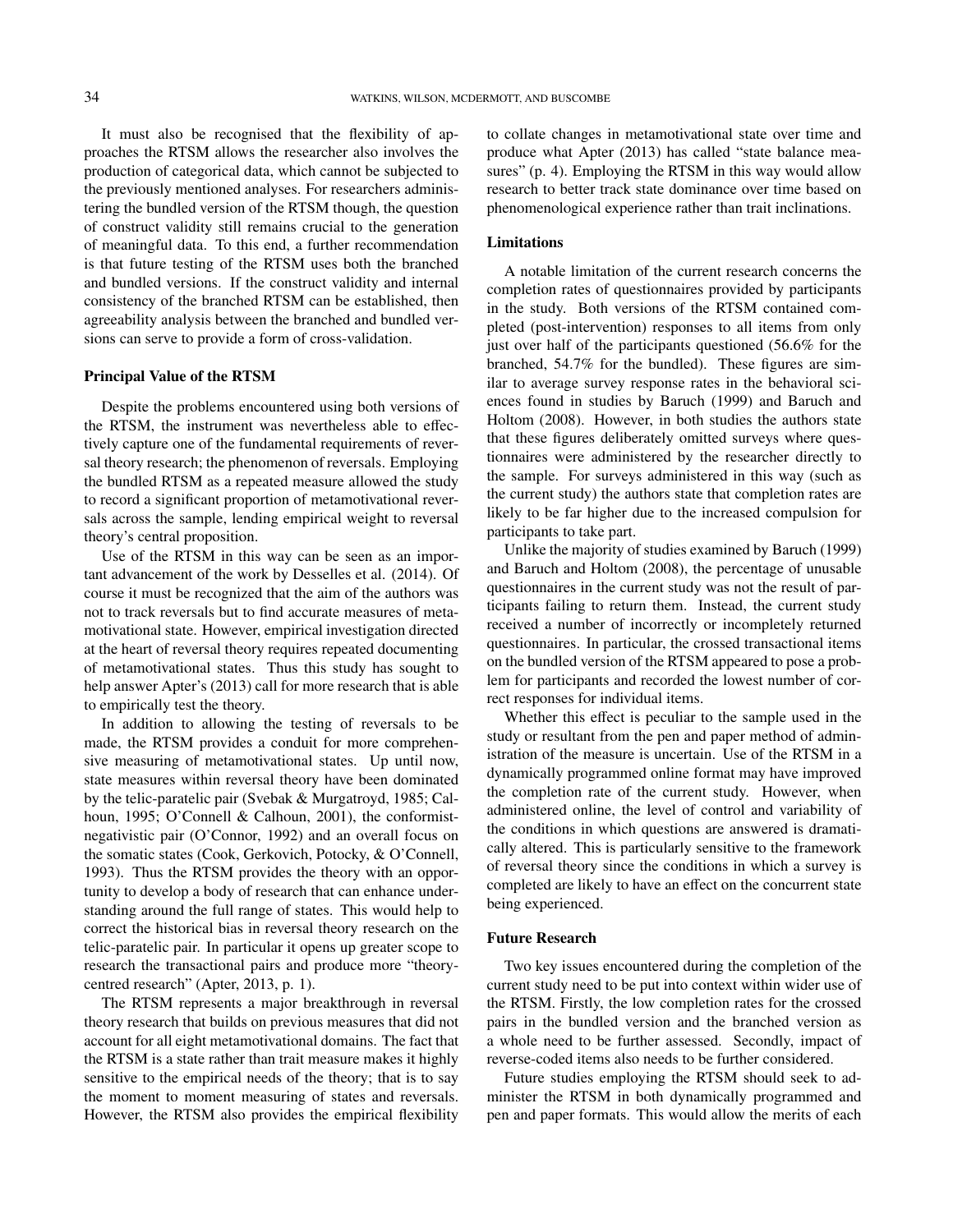It must also be recognised that the flexibility of approaches the RTSM allows the researcher also involves the production of categorical data, which cannot be subjected to the previously mentioned analyses. For researchers administering the bundled version of the RTSM though, the question of construct validity still remains crucial to the generation of meaningful data. To this end, a further recommendation is that future testing of the RTSM uses both the branched and bundled versions. If the construct validity and internal consistency of the branched RTSM can be established, then agreeability analysis between the branched and bundled versions can serve to provide a form of cross-validation.

### Principal Value of the RTSM

Despite the problems encountered using both versions of the RTSM, the instrument was nevertheless able to effectively capture one of the fundamental requirements of reversal theory research; the phenomenon of reversals. Employing the bundled RTSM as a repeated measure allowed the study to record a significant proportion of metamotivational reversals across the sample, lending empirical weight to reversal theory's central proposition.

Use of the RTSM in this way can be seen as an important advancement of the work by Desselles et al. (2014). Of course it must be recognized that the aim of the authors was not to track reversals but to find accurate measures of metamotivational state. However, empirical investigation directed at the heart of reversal theory requires repeated documenting of metamotivational states. Thus this study has sought to help answer Apter's (2013) call for more research that is able to empirically test the theory.

In addition to allowing the testing of reversals to be made, the RTSM provides a conduit for more comprehensive measuring of metamotivational states. Up until now, state measures within reversal theory have been dominated by the telic-paratelic pair (Svebak & Murgatroyd, 1985; Calhoun, 1995; O'Connell & Calhoun, 2001), the conformist-negativistic pair (O'Connor, 1992) and an overall focus on the somatic states (Cook, Gerkovich, Potocky, & O'Connell, 1993). Thus the RTSM provides the theory with an opportunity to develop a body of research that can enhance understanding around the full range of states. This would help to correct the historical bias in reversal theory research on the telic-paratelic pair. In particular it opens up greater scope to research the transactional pairs and produce more "theory-centred research" (Apter, 2013, p. 1).

The RTSM represents a major breakthrough in reversal theory research that builds on previous measures that did not account for all eight metamotivational domains. The fact that the RTSM is a state rather than trait measure makes it highly sensitive to the empirical needs of the theory; that is to say the moment to moment measuring of states and reversals. However, the RTSM also provides the empirical flexibility to collate changes in metamotivational state over time and produce what Apter (2013) has called "state balance measures" (p. 4). Employing the RTSM in this way would allow research to better track state dominance over time based on phenomenological experience rather than trait inclinations.

### Limitations

A notable limitation of the current research concerns the completion rates of questionnaires provided by participants in the study. Both versions of the RTSM contained completed (post-intervention) responses to all items from only just over half of the participants questioned (56.6% for the branched, 54.7% for the bundled). These figures are similar to average survey response rates in the behavioral sciences found in studies by Baruch (1999) and Baruch and Holtom (2008). However, in both studies the authors state that these figures deliberately omitted surveys where questionnaires were administered by the researcher directly to the sample. For surveys administered in this way (such as the current study) the authors state that completion rates are likely to be far higher due to the increased compulsion for participants to take part.

Unlike the majority of studies examined by Baruch (1999) and Baruch and Holtom (2008), the percentage of unusable questionnaires in the current study was not the result of participants failing to return them. Instead, the current study received a number of incorrectly or incompletely returned questionnaires. In particular, the crossed transactional items on the bundled version of the RTSM appeared to pose a problem for participants and recorded the lowest number of correct responses for individual items.

Whether this effect is peculiar to the sample used in the study or resultant from the pen and paper method of administration of the measure is uncertain. Use of the RTSM in a dynamically programmed online format may have improved the completion rate of the current study. However, when administered online, the level of control and variability of the conditions in which questions are answered is dramatically altered. This is particularly sensitive to the framework of reversal theory since the conditions in which a survey is completed are likely to have an effect on the concurrent state being experienced.

### Future Research

Two key issues encountered during the completion of the current study need to be put into context within wider use of the RTSM. Firstly, the low completion rates for the crossed pairs in the bundled version and the branched version as a whole need to be further assessed. Secondly, impact of reverse-coded items also needs to be further considered.

Future studies employing the RTSM should seek to administer the RTSM in both dynamically programmed and pen and paper formats. This would allow the merits of each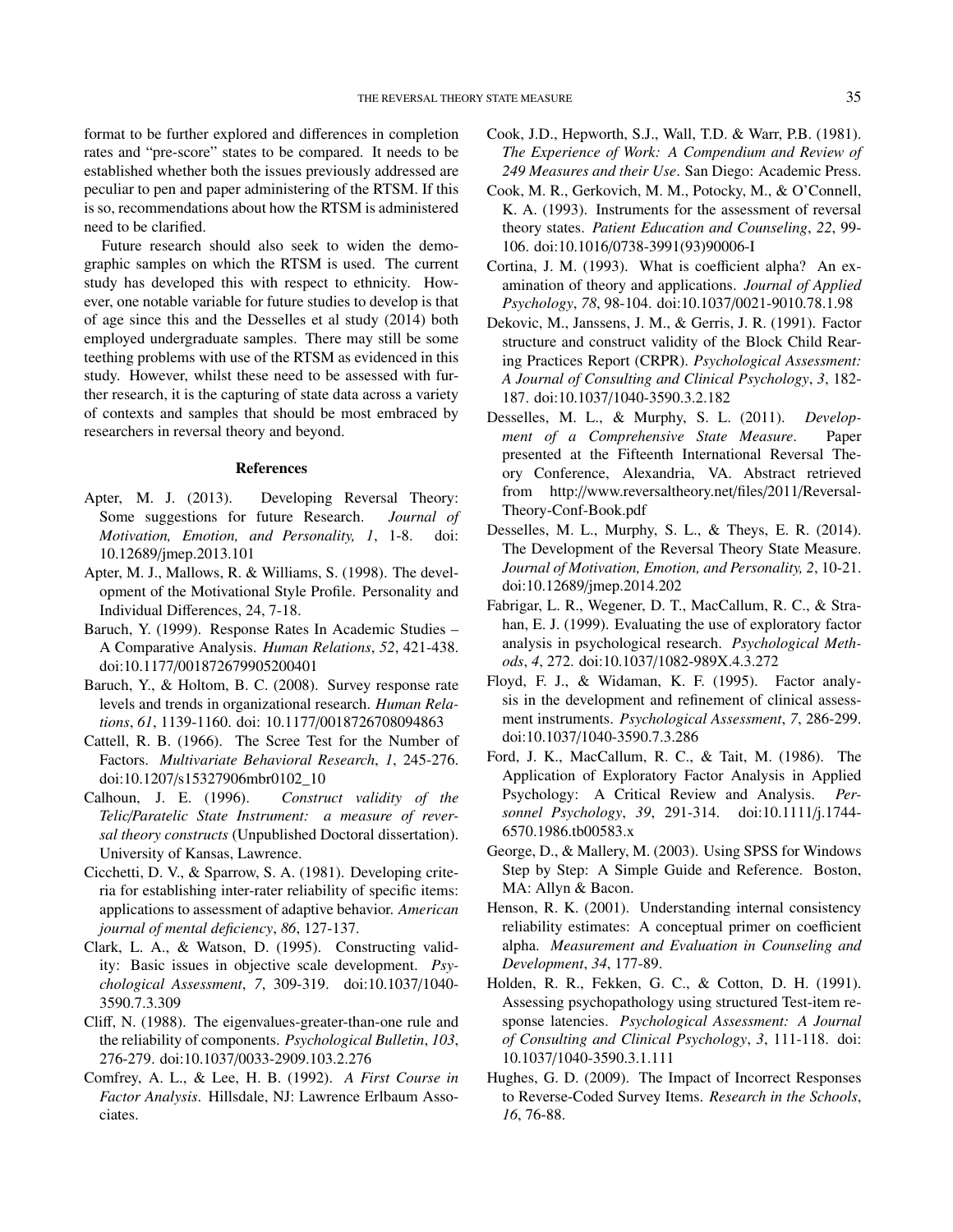format to be further explored and differences in completion rates and "pre-score" states to be compared. It needs to be established whether both the issues previously addressed are peculiar to pen and paper administering of the RTSM. If this is so, recommendations about how the RTSM is administered need to be clarified.

Future research should also seek to widen the demographic samples on which the RTSM is used. The current study has developed this with respect to ethnicity. However, one notable variable for future studies to develop is that of age since this and the Desselles et al study (2014) both employed undergraduate samples. There may still be some teething problems with use of the RTSM as evidenced in this study. However, whilst these need to be assessed with further research, it is the capturing of state data across a variety of contexts and samples that should be most embraced by researchers in reversal theory and beyond.

## References

Apter, M. J. (2013). Developing Reversal Theory: Some suggestions for future Research. *Journal of Motivation, Emotion, and Personality, 1*, 1-8. doi: 10.12689/jmep.2013.101

Apter, M. J., Mallows, R. & Williams, S. (1998). The development of the Motivational Style Profile. Personality and Individual Differences, 24, 7-18.

Baruch, Y. (1999). Response Rates In Academic Studies – A Comparative Analysis. *Human Relations*, *52*, 421-438. doi:10.1177/001872679905200401

Baruch, Y., & Holtom, B. C. (2008). Survey response rate levels and trends in organizational research. *Human Relations*, *61*, 1139-1160. doi: 10.1177/0018726708094863

Cattell, R. B. (1966). The Scree Test for the Number of Factors. *Multivariate Behavioral Research*, *1*, 245-276. doi:10.1207/s15327906mbr0102_10

Calhoun, J. E. (1996). *Construct validity of the Telic/Paratelic State Instrument: a measure of reversal theory constructs* (Unpublished Doctoral dissertation). University of Kansas, Lawrence.

Cicchetti, D. V., & Sparrow, S. A. (1981). Developing criteria for establishing inter-rater reliability of specific items: applications to assessment of adaptive behavior. *American journal of mental deficiency*, *86*, 127-137.

Clark, L. A., & Watson, D. (1995). Constructing validity: Basic issues in objective scale development. *Psychological Assessment*, *7*, 309-319. doi:10.1037/1040-3590.7.3.309

Cliff, N. (1988). The eigenvalues-greater-than-one rule and the reliability of components. *Psychological Bulletin*, *103*, 276-279. doi:10.1037/0033-2909.103.2.276

Comfrey, A. L., & Lee, H. B. (1992). *A First Course in Factor Analysis*. Hillsdale, NJ: Lawrence Erlbaum Associates.

Cook, J.D., Hepworth, S.J., Wall, T.D. & Warr, P.B. (1981). *The Experience of Work: A Compendium and Review of 249 Measures and their Use*. San Diego: Academic Press.

Cook, M. R., Gerkovich, M. M., Potocky, M., & O'Connell, K. A. (1993). Instruments for the assessment of reversal theory states. *Patient Education and Counseling*, *22*, 99-106. doi:10.1016/0738-3991(93)90006-I

Cortina, J. M. (1993). What is coefficient alpha? An examination of theory and applications. *Journal of Applied Psychology*, *78*, 98-104. doi:10.1037/0021-9010.78.1.98

Dekovic, M., Janssens, J. M., & Gerris, J. R. (1991). Factor structure and construct validity of the Block Child Rearing Practices Report (CRPR). *Psychological Assessment: A Journal of Consulting and Clinical Psychology*, *3*, 182-187. doi:10.1037/1040-3590.3.2.182

Desselles, M. L., & Murphy, S. L. (2011). *Development of a Comprehensive State Measure*. Paper presented at the Fifteenth International Reversal Theory Conference, Alexandria, VA. Abstract retrieved from http://www.reversaltheory.net/files/2011/Reversal-Theory-Conf-Book.pdf

Desselles, M. L., Murphy, S. L., & Theys, E. R. (2014). The Development of the Reversal Theory State Measure. *Journal of Motivation, Emotion, and Personality, 2*, 10-21. doi:10.12689/jmep.2014.202

Fabrigar, L. R., Wegener, D. T., MacCallum, R. C., & Strahan, E. J. (1999). Evaluating the use of exploratory factor analysis in psychological research. *Psychological Methods*, *4*, 272. doi:10.1037/1082-989X.4.3.272

Floyd, F. J., & Widaman, K. F. (1995). Factor analysis in the development and refinement of clinical assessment instruments. *Psychological Assessment*, *7*, 286-299. doi:10.1037/1040-3590.7.3.286

Ford, J. K., MacCallum, R. C., & Tait, M. (1986). The Application of Exploratory Factor Analysis in Applied Psychology: A Critical Review and Analysis. *Personnel Psychology*, *39*, 291-314. doi:10.1111/j.1744-6570.1986.tb00583.x

George, D., & Mallery, M. (2003). Using SPSS for Windows Step by Step: A Simple Guide and Reference. Boston, MA: Allyn & Bacon.

Henson, R. K. (2001). Understanding internal consistency reliability estimates: A conceptual primer on coefficient alpha. *Measurement and Evaluation in Counseling and Development*, *34*, 177-89.

Holden, R. R., Fekken, G. C., & Cotton, D. H. (1991). Assessing psychopathology using structured Test-item response latencies. *Psychological Assessment: A Journal of Consulting and Clinical Psychology*, *3*, 111-118. doi: 10.1037/1040-3590.3.1.111

Hughes, G. D. (2009). The Impact of Incorrect Responses to Reverse-Coded Survey Items. *Research in the Schools*, *16*, 76-88.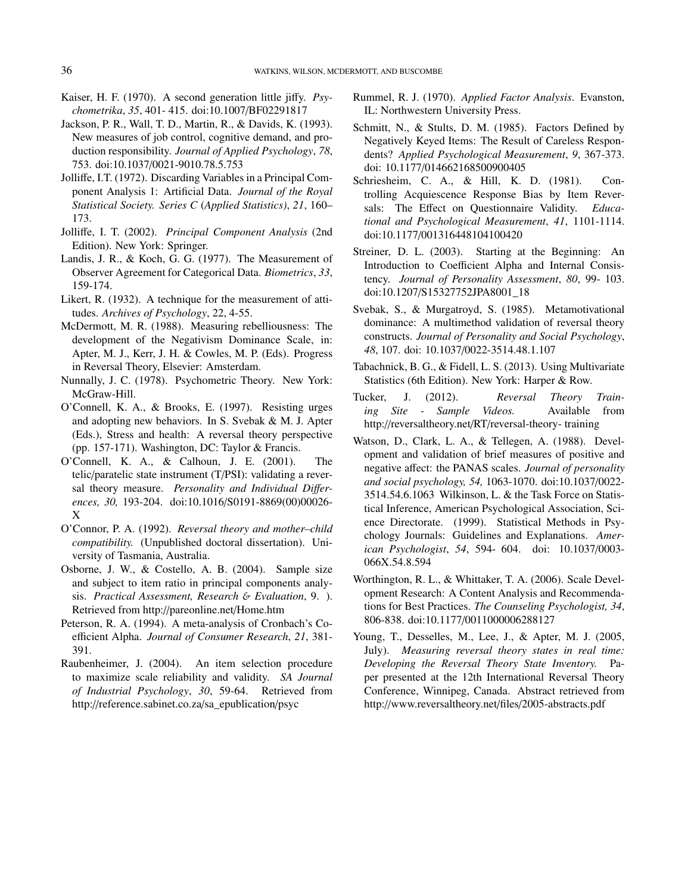Kaiser, H. F. (1970). A second generation little jiffy. *Psychometrika*, *35*, 401- 415. doi:10.1007/BF02291817

Jackson, P. R., Wall, T. D., Martin, R., & Davids, K. (1993). New measures of job control, cognitive demand, and production responsibility. *Journal of Applied Psychology*, *78*, 753. doi:10.1037/0021-9010.78.5.753

Jolliffe, I.T. (1972). Discarding Variables in a Principal Component Analysis 1: Artificial Data. *Journal of the Royal Statistical Society. Series C* (*Applied Statistics*), *21*, 160–173.

Jolliffe, I. T. (2002). *Principal Component Analysis* (2nd Edition). New York: Springer.

Landis, J. R., & Koch, G. G. (1977). The Measurement of Observer Agreement for Categorical Data. *Biometrics*, *33*, 159-174.

Likert, R. (1932). A technique for the measurement of attitudes. *Archives of Psychology*, 22, 4-55.

McDermott, M. R. (1988). Measuring rebelliousness: The development of the Negativism Dominance Scale, in: Apter, M. J., Kerr, J. H. & Cowles, M. P. (Eds). Progress in Reversal Theory, Elsevier: Amsterdam.

Nunnally, J. C. (1978). Psychometric Theory. New York: McGraw-Hill.

O'Connell, K. A., & Brooks, E. (1997). Resisting urges and adopting new behaviors. In S. Svebak & M. J. Apter (Eds.), Stress and health: A reversal theory perspective (pp. 157-171). Washington, DC: Taylor & Francis.

O'Connell, K. A., & Calhoun, J. E. (2001). The telic/paratelic state instrument (T/PSI): validating a reversal theory measure. *Personality and Individual Differences, 30,* 193-204. doi:10.1016/S0191-8869(00)00026-X

O'Connor, P. A. (1992). *Reversal theory and mother–child compatibility.* (Unpublished doctoral dissertation). University of Tasmania, Australia.

Osborne, J. W., & Costello, A. B. (2004). Sample size and subject to item ratio in principal components analysis. *Practical Assessment, Research & Evaluation*, 9. ). Retrieved from http://pareonline.net/Home.htm

Peterson, R. A. (1994). A meta-analysis of Cronbach's Coefficient Alpha. *Journal of Consumer Research*, *21*, 381-391.

Raubenheimer, J. (2004). An item selection procedure to maximize scale reliability and validity. *SA Journal of Industrial Psychology*, *30*, 59-64. Retrieved from http://reference.sabinet.co.za/sa_epublication/psyc

Rummel, R. J. (1970). *Applied Factor Analysis*. Evanston, IL: Northwestern University Press.

Schmitt, N., & Stults, D. M. (1985). Factors Defined by Negatively Keyed Items: The Result of Careless Respondents? *Applied Psychological Measurement*, *9*, 367-373. doi: 10.1177/014662168500900405

Schriesheim, C. A., & Hill, K. D. (1981). Controlling Acquiescence Response Bias by Item Reversals: The Effect on Questionnaire Validity. *Educational and Psychological Measurement*, *41*, 1101-1114. doi:10.1177/001316448104100420

Streiner, D. L. (2003). Starting at the Beginning: An Introduction to Coefficient Alpha and Internal Consistency. *Journal of Personality Assessment*, *80*, 99- 103. doi:10.1207/S15327752JPA8001_18

Svebak, S., & Murgatroyd, S. (1985). Metamotivational dominance: A multimethod validation of reversal theory constructs. *Journal of Personality and Social Psychology*, *48*, 107. doi: 10.1037/0022-3514.48.1.107

Tabachnick, B. G., & Fidell, L. S. (2013). Using Multivariate Statistics (6th Edition). New York: Harper & Row.

Tucker, J. (2012). *Reversal Theory Training Site - Sample Videos.* Available from http://reversaltheory.net/RT/reversal-theory- training

Watson, D., Clark, L. A., & Tellegen, A. (1988). Development and validation of brief measures of positive and negative affect: the PANAS scales. *Journal of personality and social psychology, 54,* 1063-1070. doi:10.1037/0022-3514.54.6.1063 Wilkinson, L. & the Task Force on Statistical Inference, American Psychological Association, Science Directorate. (1999). Statistical Methods in Psychology Journals: Guidelines and Explanations. *American Psychologist*, *54*, 594- 604. doi: 10.1037/0003-066X.54.8.594

Worthington, R. L., & Whittaker, T. A. (2006). Scale Development Research: A Content Analysis and Recommendations for Best Practices. *The Counseling Psychologist, 34*, 806-838. doi:10.1177/0011000006288127

Young, T., Desselles, M., Lee, J., & Apter, M. J. (2005, July). *Measuring reversal theory states in real time: Developing the Reversal Theory State Inventory.* Paper presented at the 12th International Reversal Theory Conference, Winnipeg, Canada. Abstract retrieved from http://www.reversaltheory.net/files/2005-abstracts.pdf